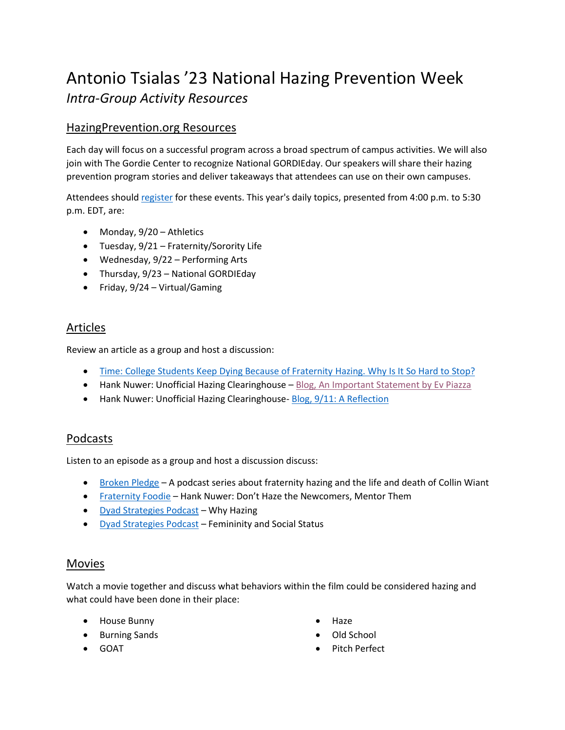# Antonio Tsialas '23 National Hazing Prevention Week

*Intra-Group Activity Resources*

## HazingPrevention.org Resources

Each day will focus on a successful program across a broad spectrum of campus activities. We will also join with The Gordie Center to recognize National GORDIEday. Our speakers will share their hazing prevention program stories and deliver takeaways that attendees can use on their own campuses.

Attendees should register for these events. This year's daily topics, presented from 4:00 p.m. to 5:30 p.m. EDT, are:

- Monday, 9/20 – Athletics
- Tuesday, 9/21 – Fraternity/Sorority Life
- Wednesday, 9/22 – Performing Arts
- Thursday, 9/23 – National GORDIEday
- Friday, 9/24 – Virtual/Gaming

## Articles

Review an article as a group and host a discussion:

- Time: College Students Keep Dying Because of Fraternity Hazing. Why Is It So Hard to Stop?
- Hank Nuwer: Unofficial Hazing Clearinghouse – Blog, An Important Statement by Ev Piazza
- Hank Nuwer: Unofficial Hazing Clearinghouse- Blog, 9/11: A Reflection

## Podcasts

Listen to an episode as a group and host a discussion discuss:

- Broken Pledge – A podcast series about fraternity hazing and the life and death of Collin Wiant
- Fraternity Foodie – Hank Nuwer: Don't Haze the Newcomers, Mentor Them
- Dyad Strategies Podcast – Why Hazing
- Dyad Strategies Podcast – Femininity and Social Status

## Movies

Watch a movie together and discuss what behaviors within the film could be considered hazing and what could have been done in their place:

- House Bunny
- Burning Sands
- GOAT
- Haze
- Old School
- Pitch Perfect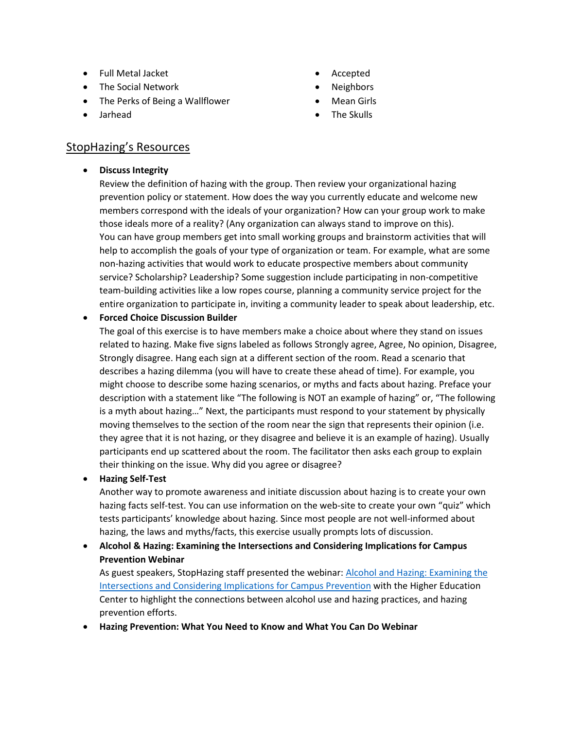- Full Metal Jacket
- The Social Network
- The Perks of Being a Wallflower
- Jarhead
- Accepted
- Neighbors
- Mean Girls
- The Skulls

## StopHazing's Resources

- **Discuss Integrity**
  Review the definition of hazing with the group. Then review your organizational hazing prevention policy or statement. How does the way you currently educate and welcome new members correspond with the ideals of your organization? How can your group work to make those ideals more of a reality? (Any organization can always stand to improve on this).
  You can have group members get into small working groups and brainstorm activities that will help to accomplish the goals of your type of organization or team. For example, what are some non-hazing activities that would work to educate prospective members about community service? Scholarship? Leadership? Some suggestion include participating in non-competitive team-building activities like a low ropes course, planning a community service project for the entire organization to participate in, inviting a community leader to speak about leadership, etc.
- **Forced Choice Discussion Builder**
  The goal of this exercise is to have members make a choice about where they stand on issues related to hazing. Make five signs labeled as follows Strongly agree, Agree, No opinion, Disagree, Strongly disagree. Hang each sign at a different section of the room. Read a scenario that describes a hazing dilemma (you will have to create these ahead of time). For example, you might choose to describe some hazing scenarios, or myths and facts about hazing. Preface your description with a statement like "The following is NOT an example of hazing" or, "The following is a myth about hazing…" Next, the participants must respond to your statement by physically moving themselves to the section of the room near the sign that represents their opinion (i.e. they agree that it is not hazing, or they disagree and believe it is an example of hazing). Usually participants end up scattered about the room. The facilitator then asks each group to explain their thinking on the issue. Why did you agree or disagree?
- **Hazing Self-Test**
  Another way to promote awareness and initiate discussion about hazing is to create your own hazing facts self-test. You can use information on the web-site to create your own "quiz" which tests participants' knowledge about hazing. Since most people are not well-informed about hazing, the laws and myths/facts, this exercise usually prompts lots of discussion.
- **Alcohol & Hazing: Examining the Intersections and Considering Implications for Campus Prevention Webinar**
  As guest speakers, StopHazing staff presented the webinar: Alcohol and Hazing: Examining the Intersections and Considering Implications for Campus Prevention with the Higher Education Center to highlight the connections between alcohol use and hazing practices, and hazing prevention efforts.
- **Hazing Prevention: What You Need to Know and What You Can Do Webinar**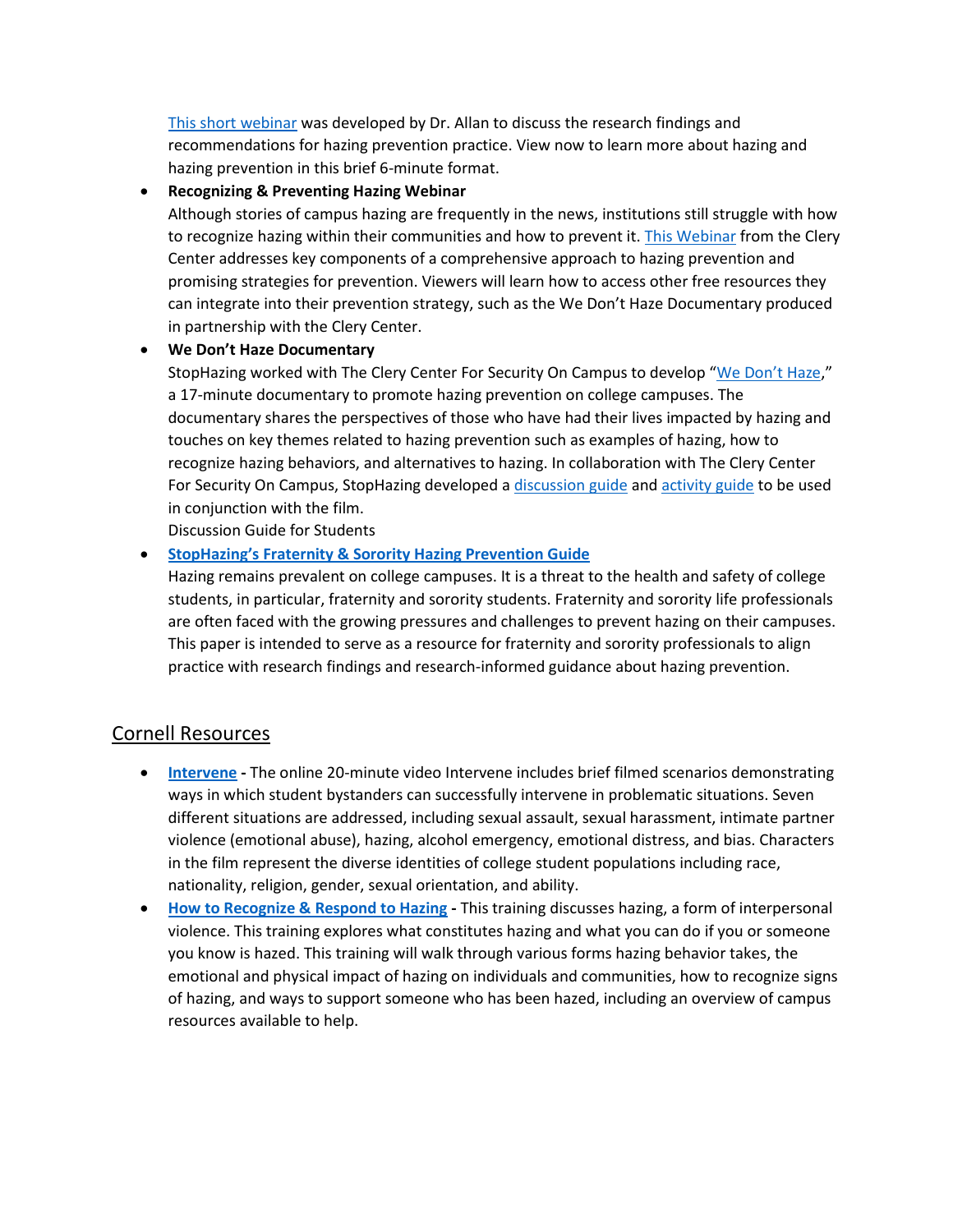This short webinar was developed by Dr. Allan to discuss the research findings and recommendations for hazing prevention practice. View now to learn more about hazing and hazing prevention in this brief 6-minute format.

- **Recognizing & Preventing Hazing Webinar**
  Although stories of campus hazing are frequently in the news, institutions still struggle with how to recognize hazing within their communities and how to prevent it. This Webinar from the Clery Center addresses key components of a comprehensive approach to hazing prevention and promising strategies for prevention. Viewers will learn how to access other free resources they can integrate into their prevention strategy, such as the We Don't Haze Documentary produced in partnership with the Clery Center.
- **We Don't Haze Documentary**
  StopHazing worked with The Clery Center For Security On Campus to develop "We Don't Haze," a 17-minute documentary to promote hazing prevention on college campuses. The documentary shares the perspectives of those who have had their lives impacted by hazing and touches on key themes related to hazing prevention such as examples of hazing, how to recognize hazing behaviors, and alternatives to hazing. In collaboration with The Clery Center For Security On Campus, StopHazing developed a discussion guide and activity guide to be used in conjunction with the film.
  Discussion Guide for Students
- **StopHazing's Fraternity & Sorority Hazing Prevention Guide**
  Hazing remains prevalent on college campuses. It is a threat to the health and safety of college students, in particular, fraternity and sorority students. Fraternity and sorority life professionals are often faced with the growing pressures and challenges to prevent hazing on their campuses. This paper is intended to serve as a resource for fraternity and sorority professionals to align practice with research findings and research-informed guidance about hazing prevention.

## Cornell Resources

- **Intervene** - The online 20-minute video Intervene includes brief filmed scenarios demonstrating ways in which student bystanders can successfully intervene in problematic situations. Seven different situations are addressed, including sexual assault, sexual harassment, intimate partner violence (emotional abuse), hazing, alcohol emergency, emotional distress, and bias. Characters in the film represent the diverse identities of college student populations including race, nationality, religion, gender, sexual orientation, and ability.
- **How to Recognize & Respond to Hazing** - This training discusses hazing, a form of interpersonal violence. This training explores what constitutes hazing and what you can do if you or someone you know is hazed. This training will walk through various forms hazing behavior takes, the emotional and physical impact of hazing on individuals and communities, how to recognize signs of hazing, and ways to support someone who has been hazed, including an overview of campus resources available to help.